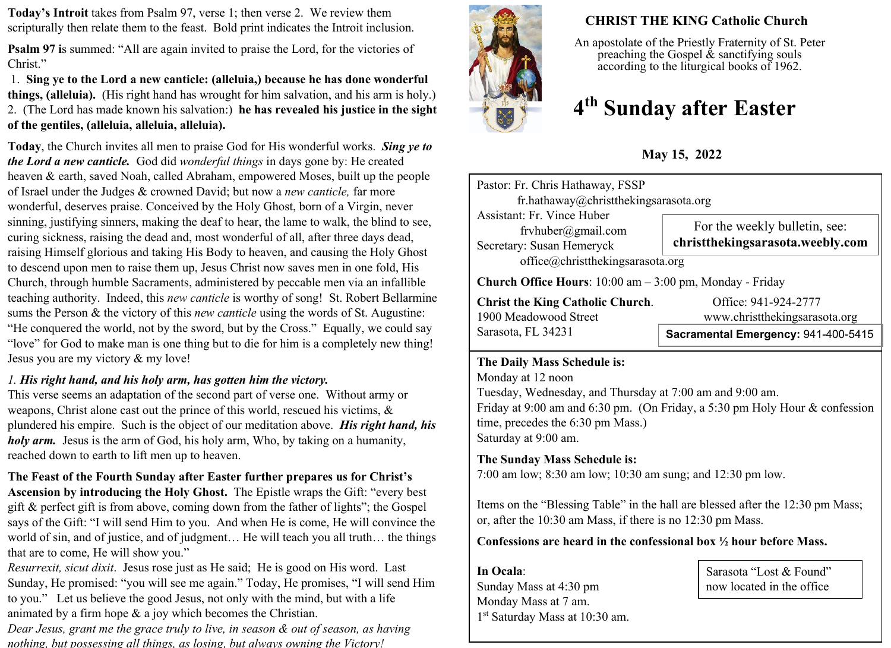# CHRIST THE KING Catholic Church

An apostolate of the Priestly Fraternity of St. Peter preaching the Gospel & sanctifying souls according to the liturgical books of 1962.

## 4th Sunday after Easter

**May 15, 2022**

Pastor: Fr. Chris Hathaway, FSSP
fr.hathaway@christthekingsarasota.org
Assistant: Fr. Vince Huber
frvhuber@gmail.com
Secretary: Susan Hemeryck
office@christthekingsarasota.org

For the weekly bulletin, see: **christthekingsarasota.weebly.com**

**Church Office Hours**: 10:00 am – 3:00 pm, Monday - Friday

**Christ the King Catholic Church**.
1900 Meadowood Street
Sarasota, FL 34231

Office: 941-924-2777
www.christthekingsarasota.org

**Sacramental Emergency:** 941-400-5415

**The Daily Mass Schedule is:**
Monday at 12 noon
Tuesday, Wednesday, and Thursday at 7:00 am and 9:00 am.
Friday at 9:00 am and 6:30 pm. (On Friday, a 5:30 pm Holy Hour & confession time, precedes the 6:30 pm Mass.)
Saturday at 9:00 am.

**The Sunday Mass Schedule is:**
7:00 am low; 8:30 am low; 10:30 am sung; and 12:30 pm low.

Items on the "Blessing Table" in the hall are blessed after the 12:30 pm Mass; or, after the 10:30 am Mass, if there is no 12:30 pm Mass.

**Confessions are heard in the confessional box ½ hour before Mass.**

**In Ocala**:
Sunday Mass at 4:30 pm
Monday Mass at 7 am.
1st Saturday Mass at 10:30 am.

Sarasota "Lost & Found" now located in the office

**Today's Introit** takes from Psalm 97, verse 1; then verse 2. We review them scripturally then relate them to the feast. Bold print indicates the Introit inclusion.

**Psalm 97 i**s summed: "All are again invited to praise the Lord, for the victories of Christ."

1. **Sing ye to the Lord a new canticle: (alleluia,) because he has done wonderful things, (alleluia).** (His right hand has wrought for him salvation, and his arm is holy.)
2. (The Lord has made known his salvation:) **he has revealed his justice in the sight of the gentiles, (alleluia, alleluia, alleluia).**

**Today**, the Church invites all men to praise God for His wonderful works. ***Sing ye to the Lord a new canticle.*** God did *wonderful things* in days gone by: He created heaven & earth, saved Noah, called Abraham, empowered Moses, built up the people of Israel under the Judges & crowned David; but now a *new canticle,* far more wonderful, deserves praise. Conceived by the Holy Ghost, born of a Virgin, never sinning, justifying sinners, making the deaf to hear, the lame to walk, the blind to see, curing sickness, raising the dead and, most wonderful of all, after three days dead, raising Himself glorious and taking His Body to heaven, and causing the Holy Ghost to descend upon men to raise them up, Jesus Christ now saves men in one fold, His Church, through humble Sacraments, administered by peccable men via an infallible teaching authority. Indeed, this *new canticle* is worthy of song! St. Robert Bellarmine sums the Person & the victory of this *new canticle* using the words of St. Augustine: "He conquered the world, not by the sword, but by the Cross." Equally, we could say "love" for God to make man is one thing but to die for him is a completely new thing! Jesus you are my victory & my love!

*1.* ***His right hand, and his holy arm, has gotten him the victory.***
This verse seems an adaptation of the second part of verse one. Without army or weapons, Christ alone cast out the prince of this world, rescued his victims, & plundered his empire. Such is the object of our meditation above. ***His right hand, his holy arm.*** Jesus is the arm of God, his holy arm, Who, by taking on a humanity, reached down to earth to lift men up to heaven.

**The Feast of the Fourth Sunday after Easter further prepares us for Christ's Ascension by introducing the Holy Ghost.** The Epistle wraps the Gift: "every best gift & perfect gift is from above, coming down from the father of lights"; the Gospel says of the Gift: "I will send Him to you. And when He is come, He will convince the world of sin, and of justice, and of judgment… He will teach you all truth… the things that are to come, He will show you."
*Resurrexit, sicut dixit*. Jesus rose just as He said; He is good on His word. Last Sunday, He promised: "you will see me again." Today, He promises, "I will send Him to you." Let us believe the good Jesus, not only with the mind, but with a life animated by a firm hope & a joy which becomes the Christian.
*Dear Jesus, grant me the grace truly to live, in season & out of season, as having nothing, but possessing all things, as losing, but always owning the Victory!*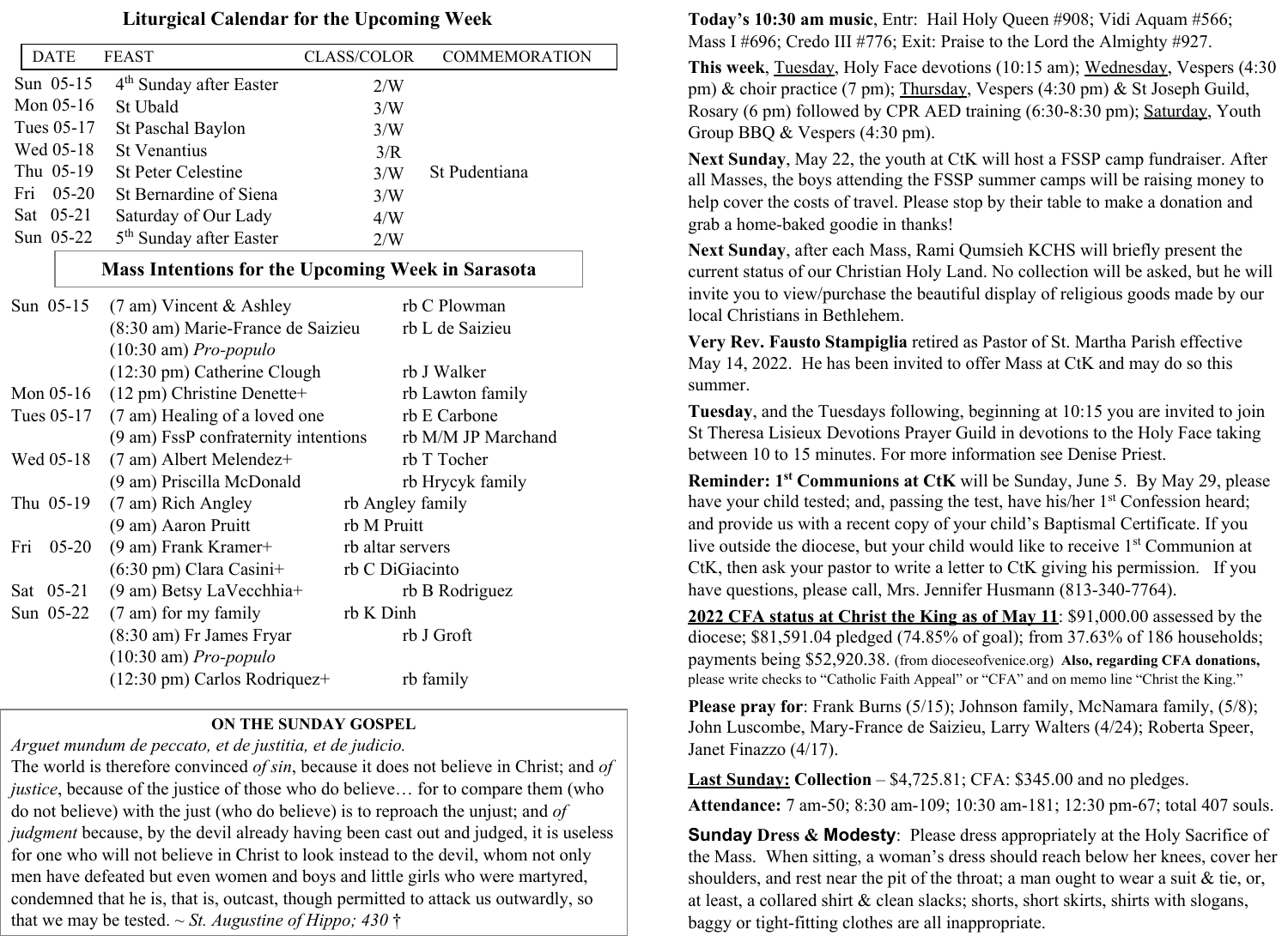## Liturgical Calendar for the Upcoming Week

| DATE | FEAST | CLASS/COLOR | COMMEMORATION |
|---|---|---|---|
| Sun 05-15 | 4th Sunday after Easter | 2/W | |
| Mon 05-16 | St Ubald | 3/W | |
| Tues 05-17 | St Paschal Baylon | 3/W | |
| Wed 05-18 | St Venantius | 3/R | |
| Thu 05-19 | St Peter Celestine | 3/W | St Pudentiana |
| Fri 05-20 | St Bernardine of Siena | 3/W | |
| Sat 05-21 | Saturday of Our Lady | 4/W | |
| Sun 05-22 | 5th Sunday after Easter | 2/W | |

## Mass Intentions for the Upcoming Week in Sarasota

| | | |
|---|---|---|
| Sun 05-15 | (7 am) Vincent & Ashley | rb C Plowman |
| | (8:30 am) Marie-France de Saizieu | rb L de Saizieu |
| | (10:30 am) *Pro-populo* | |
| | (12:30 pm) Catherine Clough | rb J Walker |
| Mon 05-16 | (12 pm) Christine Denette+ | rb Lawton family |
| Tues 05-17 | (7 am) Healing of a loved one | rb E Carbone |
| | (9 am) FssP confraternity intentions | rb M/M JP Marchand |
| Wed 05-18 | (7 am) Albert Melendez+ | rb T Tocher |
| | (9 am) Priscilla McDonald | rb Hrycyk family |
| Thu 05-19 | (7 am) Rich Angley | rb Angley family |
| | (9 am) Aaron Pruitt | rb M Pruitt |
| Fri 05-20 | (9 am) Frank Kramer+ | rb altar servers |
| | (6:30 pm) Clara Casini+ | rb C DiGiacinto |
| Sat 05-21 | (9 am) Betsy LaVecchhia+ | rb B Rodriguez |
| Sun 05-22 | (7 am) for my family | rb K Dinh |
| | (8:30 am) Fr James Fryar | rb J Groft |
| | (10:30 am) *Pro-populo* | |
| | (12:30 pm) Carlos Rodriquez+ | rb family |

### ON THE SUNDAY GOSPEL

*Arguet mundum de peccato, et de justitia, et de judicio.*

The world is therefore convinced *of sin*, because it does not believe in Christ; and *of justice*, because of the justice of those who do believe… for to compare them (who do not believe) with the just (who do believe) is to reproach the unjust; and *of judgment* because, by the devil already having been cast out and judged, it is useless for one who will not believe in Christ to look instead to the devil, whom not only men have defeated but even women and boys and little girls who were martyred, condemned that he is, that is, outcast, though permitted to attack us outwardly, so that we may be tested. ~ *St. Augustine of Hippo; 430* †

**Today's 10:30 am music**, Entr: Hail Holy Queen #908; Vidi Aquam #566; Mass I #696; Credo III #776; Exit: Praise to the Lord the Almighty #927.

**This week**, Tuesday, Holy Face devotions (10:15 am); Wednesday, Vespers (4:30 pm) & choir practice (7 pm); Thursday, Vespers (4:30 pm) & St Joseph Guild, Rosary (6 pm) followed by CPR AED training (6:30-8:30 pm); Saturday, Youth Group BBQ & Vespers (4:30 pm).

**Next Sunday**, May 22, the youth at CtK will host a FSSP camp fundraiser. After all Masses, the boys attending the FSSP summer camps will be raising money to help cover the costs of travel. Please stop by their table to make a donation and grab a home-baked goodie in thanks!

**Next Sunday**, after each Mass, Rami Qumsieh KCHS will briefly present the current status of our Christian Holy Land. No collection will be asked, but he will invite you to view/purchase the beautiful display of religious goods made by our local Christians in Bethlehem.

**Very Rev. Fausto Stampiglia** retired as Pastor of St. Martha Parish effective May 14, 2022. He has been invited to offer Mass at CtK and may do so this summer.

**Tuesday**, and the Tuesdays following, beginning at 10:15 you are invited to join St Theresa Lisieux Devotions Prayer Guild in devotions to the Holy Face taking between 10 to 15 minutes. For more information see Denise Priest.

**Reminder: 1st Communions at CtK** will be Sunday, June 5. By May 29, please have your child tested; and, passing the test, have his/her 1st Confession heard; and provide us with a recent copy of your child's Baptismal Certificate. If you live outside the diocese, but your child would like to receive 1st Communion at CtK, then ask your pastor to write a letter to CtK giving his permission. If you have questions, please call, Mrs. Jennifer Husmann (813-340-7764).

**2022 CFA status at Christ the King as of May 11**: $91,000.00 assessed by the diocese; $81,591.04 pledged (74.85% of goal); from 37.63% of 186 households; payments being $52,920.38. (from dioceseofvenice.org) **Also, regarding CFA donations,** please write checks to "Catholic Faith Appeal" or "CFA" and on memo line "Christ the King."

**Please pray for**: Frank Burns (5/15); Johnson family, McNamara family, (5/8); John Luscombe, Mary-France de Saizieu, Larry Walters (4/24); Roberta Speer, Janet Finazzo (4/17).

**Last Sunday: Collection** – $4,725.81; CFA: $345.00 and no pledges.

**Attendance:** 7 am-50; 8:30 am-109; 10:30 am-181; 12:30 pm-67; total 407 souls.

**Sunday Dress & Modesty**: Please dress appropriately at the Holy Sacrifice of the Mass. When sitting, a woman's dress should reach below her knees, cover her shoulders, and rest near the pit of the throat; a man ought to wear a suit & tie, or, at least, a collared shirt & clean slacks; shorts, short skirts, shirts with slogans, baggy or tight-fitting clothes are all inappropriate.